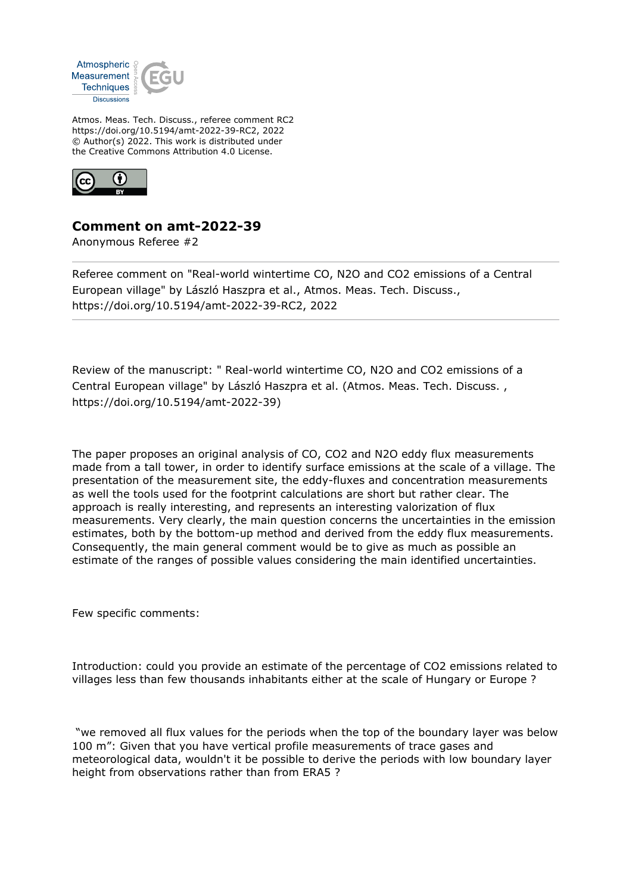Atmospheric Measurement Techniques Discussions

Atmos. Meas. Tech. Discuss., referee comment RC2
https://doi.org/10.5194/amt-2022-39-RC2, 2022
© Author(s) 2022. This work is distributed under
the Creative Commons Attribution 4.0 License.

## Comment on amt-2022-39

Anonymous Referee #2

---

Referee comment on "Real-world wintertime CO, N2O and CO2 emissions of a Central European village" by László Haszpra et al., Atmos. Meas. Tech. Discuss., https://doi.org/10.5194/amt-2022-39-RC2, 2022

---

Review of the manuscript: " Real-world wintertime CO, N2O and CO2 emissions of a Central European village" by László Haszpra et al. (Atmos. Meas. Tech. Discuss. , https://doi.org/10.5194/amt-2022-39)

The paper proposes an original analysis of CO, CO2 and N2O eddy flux measurements made from a tall tower, in order to identify surface emissions at the scale of a village. The presentation of the measurement site, the eddy-fluxes and concentration measurements as well the tools used for the footprint calculations are short but rather clear. The approach is really interesting, and represents an interesting valorization of flux measurements. Very clearly, the main question concerns the uncertainties in the emission estimates, both by the bottom-up method and derived from the eddy flux measurements. Consequently, the main general comment would be to give as much as possible an estimate of the ranges of possible values considering the main identified uncertainties.

Few specific comments:

Introduction: could you provide an estimate of the percentage of CO2 emissions related to villages less than few thousands inhabitants either at the scale of Hungary or Europe ?

"we removed all flux values for the periods when the top of the boundary layer was below 100 m": Given that you have vertical profile measurements of trace gases and meteorological data, wouldn't it be possible to derive the periods with low boundary layer height from observations rather than from ERA5 ?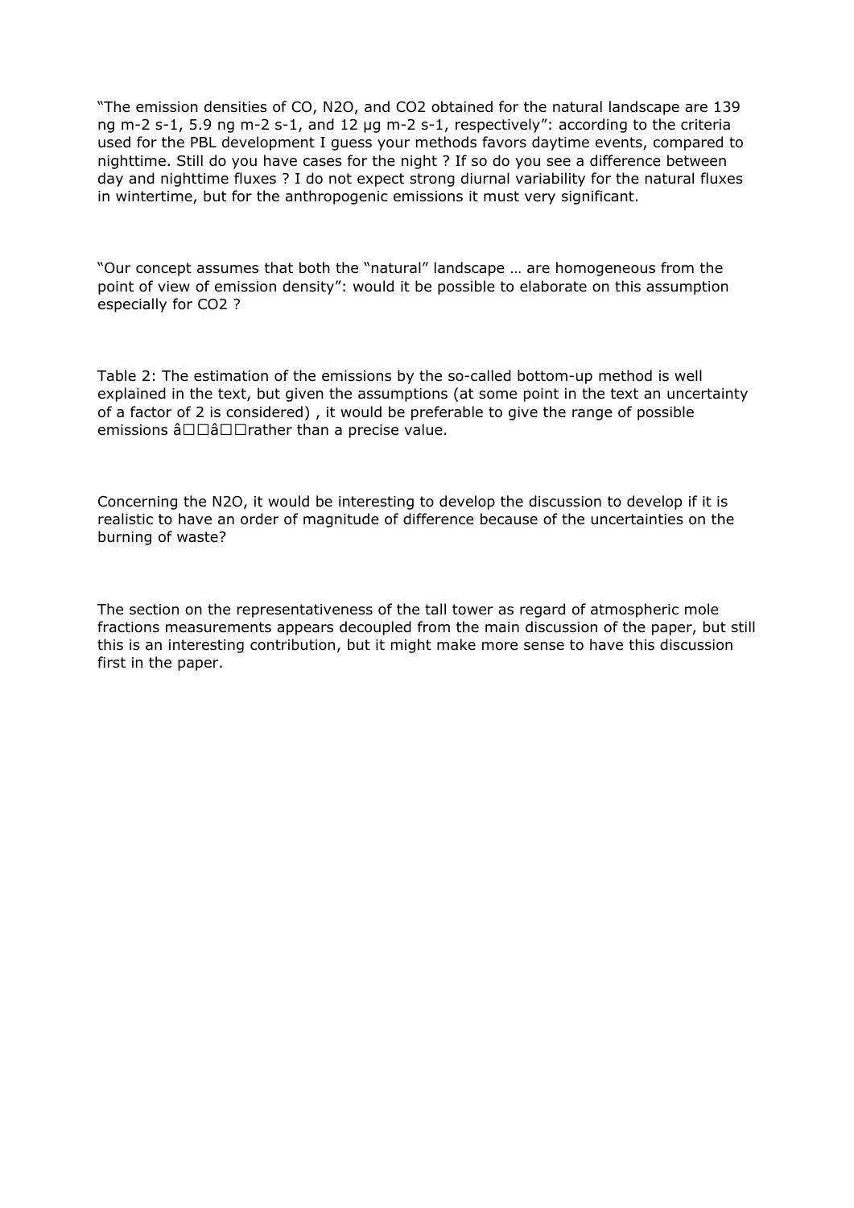"The emission densities of CO, $N_2O$, and $CO_2$ obtained for the natural landscape are 139 ng $m^{-2}$ $s^{-1}$, 5.9 ng $m^{-2}$ $s^{-1}$, and 12 μg $m^{-2}$ $s^{-1}$, respectively": according to the criteria used for the PBL development I guess your methods favors daytime events, compared to nighttime. Still do you have cases for the night ? If so do you see a difference between day and nighttime fluxes ? I do not expect strong diurnal variability for the natural fluxes in wintertime, but for the anthropogenic emissions it must very significant.

"Our concept assumes that both the "natural" landscape … are homogeneous from the point of view of emission density": would it be possible to elaborate on this assumption especially for $CO_2$ ?

Table 2: The estimation of the emissions by the so-called bottom-up method is well explained in the text, but given the assumptions (at some point in the text an uncertainty of a factor of 2 is considered) , it would be preferable to give the range of possible emissions â□□â□□rather than a precise value.

Concerning the $N_2O$, it would be interesting to develop the discussion to develop if it is realistic to have an order of magnitude of difference because of the uncertainties on the burning of waste?

The section on the representativeness of the tall tower as regard of atmospheric mole fractions measurements appears decoupled from the main discussion of the paper, but still this is an interesting contribution, but it might make more sense to have this discussion first in the paper.